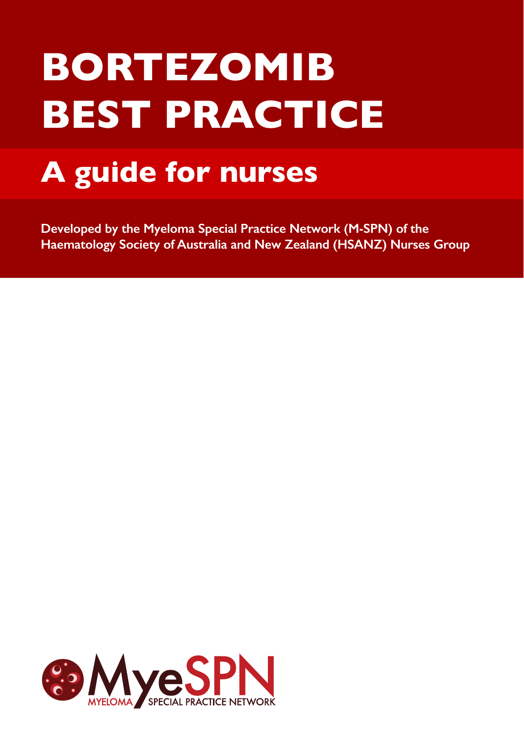# BORTEZOMIB BEST PRACTICE

## A guide for nurses

**Developed by the Myeloma Special Practice Network (M-SPN) of the Haematology Society of Australia and New Zealand (HSANZ) Nurses Group**

MyeSPN
MYELOMA SPECIAL PRACTICE NETWORK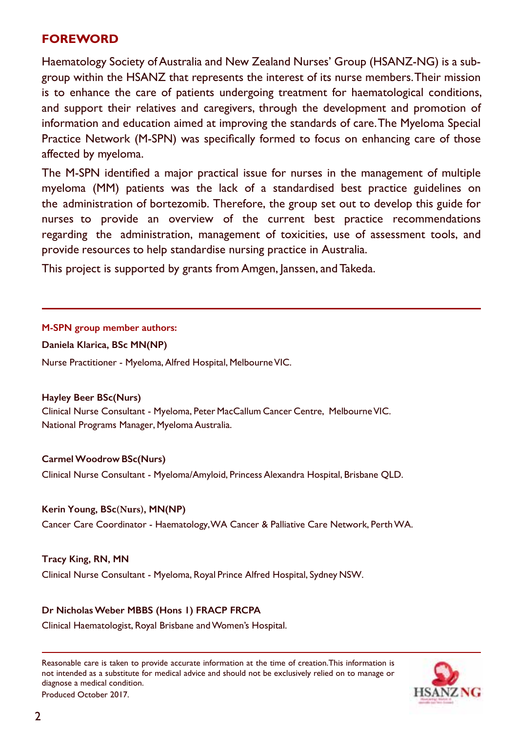## FOREWORD

Haematology Society of Australia and New Zealand Nurses' Group (HSANZ-NG) is a sub-group within the HSANZ that represents the interest of its nurse members. Their mission is to enhance the care of patients undergoing treatment for haematological conditions, and support their relatives and caregivers, through the development and promotion of information and education aimed at improving the standards of care. The Myeloma Special Practice Network (M-SPN) was specifically formed to focus on enhancing care of those affected by myeloma.

The M-SPN identified a major practical issue for nurses in the management of multiple myeloma (MM) patients was the lack of a standardised best practice guidelines on the administration of bortezomib. Therefore, the group set out to develop this guide for nurses to provide an overview of the current best practice recommendations regarding the administration, management of toxicities, use of assessment tools, and provide resources to help standardise nursing practice in Australia.

This project is supported by grants from Amgen, Janssen, and Takeda.

---

**M-SPN group member authors:**

**Daniela Klarica, BSc MN(NP)**
Nurse Practitioner - Myeloma, Alfred Hospital, Melbourne VIC.

**Hayley Beer BSc(Nurs)**
Clinical Nurse Consultant - Myeloma, Peter MacCallum Cancer Centre, Melbourne VIC.
National Programs Manager, Myeloma Australia.

**Carmel Woodrow BSc(Nurs)**
Clinical Nurse Consultant - Myeloma/Amyloid, Princess Alexandra Hospital, Brisbane QLD.

**Kerin Young, BSc(Nurs), MN(NP)**
Cancer Care Coordinator - Haematology, WA Cancer & Palliative Care Network, Perth WA.

**Tracy King, RN, MN**
Clinical Nurse Consultant - Myeloma, Royal Prince Alfred Hospital, Sydney NSW.

**Dr Nicholas Weber MBBS (Hons 1) FRACP FRCPA**
Clinical Haematologist, Royal Brisbane and Women's Hospital.

---

Reasonable care is taken to provide accurate information at the time of creation. This information is not intended as a substitute for medical advice and should not be exclusively relied on to manage or diagnose a medical condition.
Produced October 2017.

HSANZ NG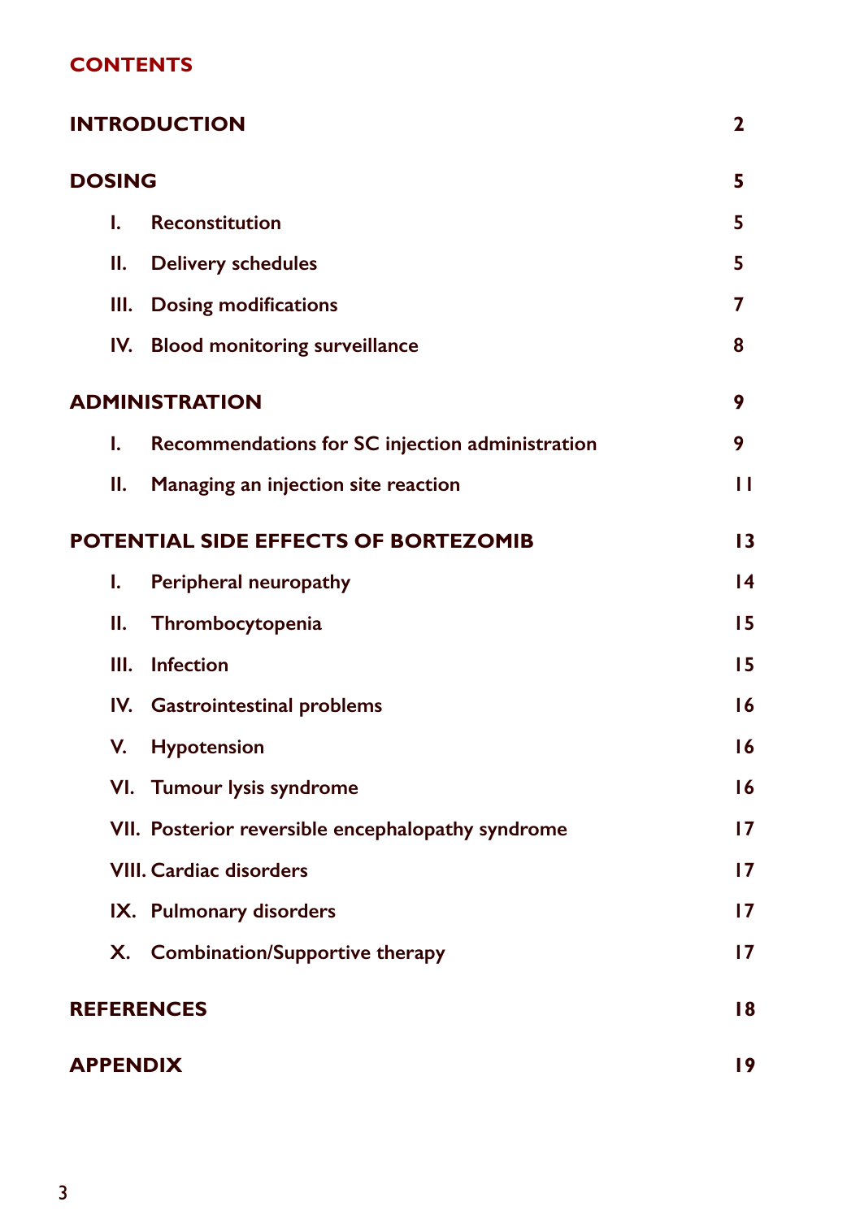## CONTENTS

| | |
|---|---|
| **INTRODUCTION** | 2 |
| **DOSING** | 5 |
| I. Reconstitution | 5 |
| II. Delivery schedules | 5 |
| III. Dosing modifications | 7 |
| IV. Blood monitoring surveillance | 8 |
| **ADMINISTRATION** | 9 |
| I. Recommendations for SC injection administration | 9 |
| II. Managing an injection site reaction | 11 |
| **POTENTIAL SIDE EFFECTS OF BORTEZOMIB** | 13 |
| I. Peripheral neuropathy | 14 |
| II. Thrombocytopenia | 15 |
| III. Infection | 15 |
| IV. Gastrointestinal problems | 16 |
| V. Hypotension | 16 |
| VI. Tumour lysis syndrome | 16 |
| VII. Posterior reversible encephalopathy syndrome | 17 |
| VIII. Cardiac disorders | 17 |
| IX. Pulmonary disorders | 17 |
| X. Combination/Supportive therapy | 17 |
| **REFERENCES** | 18 |
| **APPENDIX** | 19 |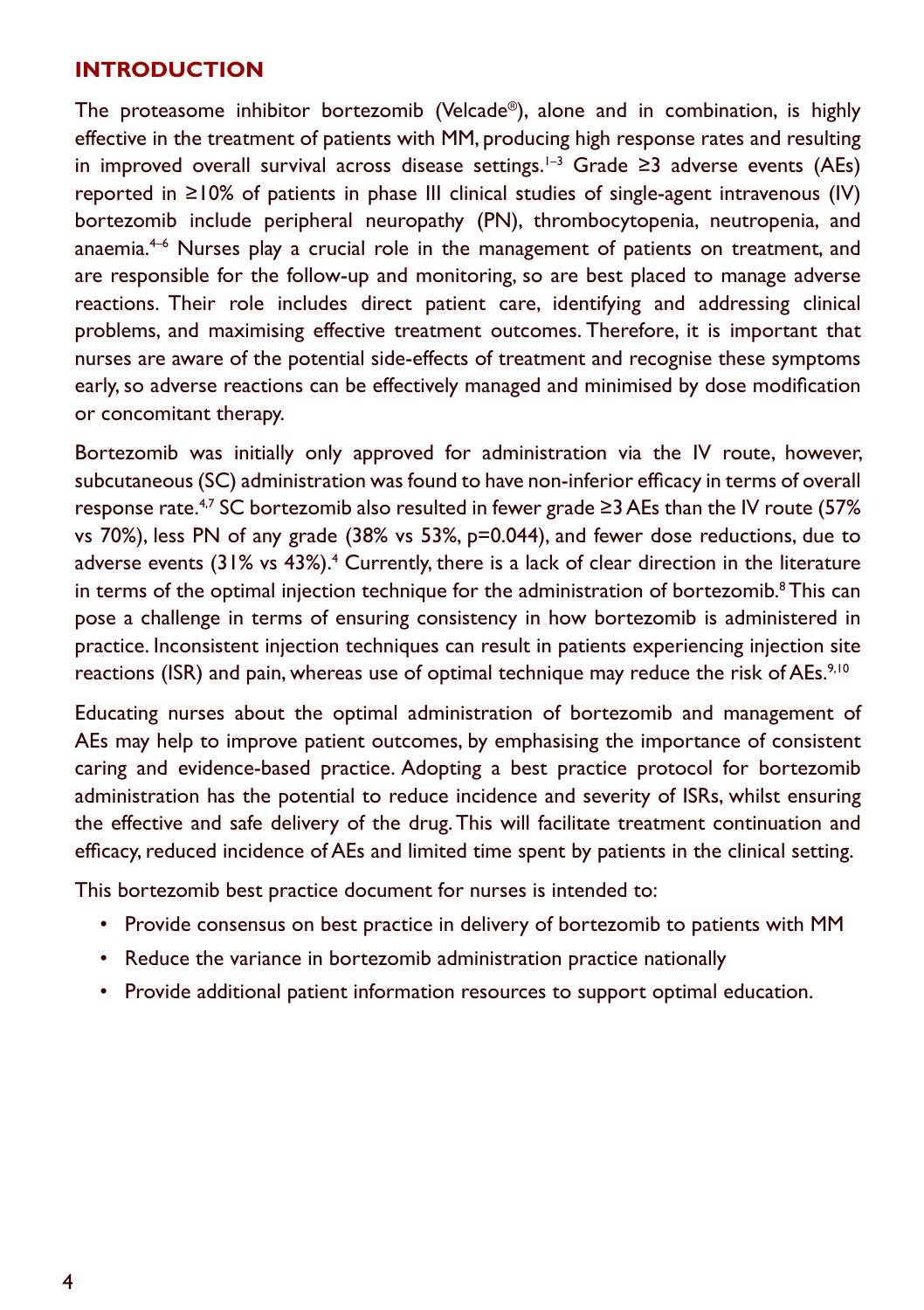## INTRODUCTION

The proteasome inhibitor bortezomib (Velcade®), alone and in combination, is highly effective in the treatment of patients with MM, producing high response rates and resulting in improved overall survival across disease settings.[1–3] Grade ≥3 adverse events (AEs) reported in ≥10% of patients in phase III clinical studies of single-agent intravenous (IV) bortezomib include peripheral neuropathy (PN), thrombocytopenia, neutropenia, and anaemia.[4–6] Nurses play a crucial role in the management of patients on treatment, and are responsible for the follow-up and monitoring, so are best placed to manage adverse reactions. Their role includes direct patient care, identifying and addressing clinical problems, and maximising effective treatment outcomes. Therefore, it is important that nurses are aware of the potential side-effects of treatment and recognise these symptoms early, so adverse reactions can be effectively managed and minimised by dose modification or concomitant therapy.

Bortezomib was initially only approved for administration via the IV route, however, subcutaneous (SC) administration was found to have non-inferior efficacy in terms of overall response rate.[4,7] SC bortezomib also resulted in fewer grade ≥3 AEs than the IV route (57% vs 70%), less PN of any grade (38% vs 53%, p=0.044), and fewer dose reductions, due to adverse events (31% vs 43%).[4] Currently, there is a lack of clear direction in the literature in terms of the optimal injection technique for the administration of bortezomib.[8] This can pose a challenge in terms of ensuring consistency in how bortezomib is administered in practice. Inconsistent injection techniques can result in patients experiencing injection site reactions (ISR) and pain, whereas use of optimal technique may reduce the risk of AEs.[9,10]

Educating nurses about the optimal administration of bortezomib and management of AEs may help to improve patient outcomes, by emphasising the importance of consistent caring and evidence-based practice. Adopting a best practice protocol for bortezomib administration has the potential to reduce incidence and severity of ISRs, whilst ensuring the effective and safe delivery of the drug. This will facilitate treatment continuation and efficacy, reduced incidence of AEs and limited time spent by patients in the clinical setting.

This bortezomib best practice document for nurses is intended to:

- Provide consensus on best practice in delivery of bortezomib to patients with MM
- Reduce the variance in bortezomib administration practice nationally
- Provide additional patient information resources to support optimal education.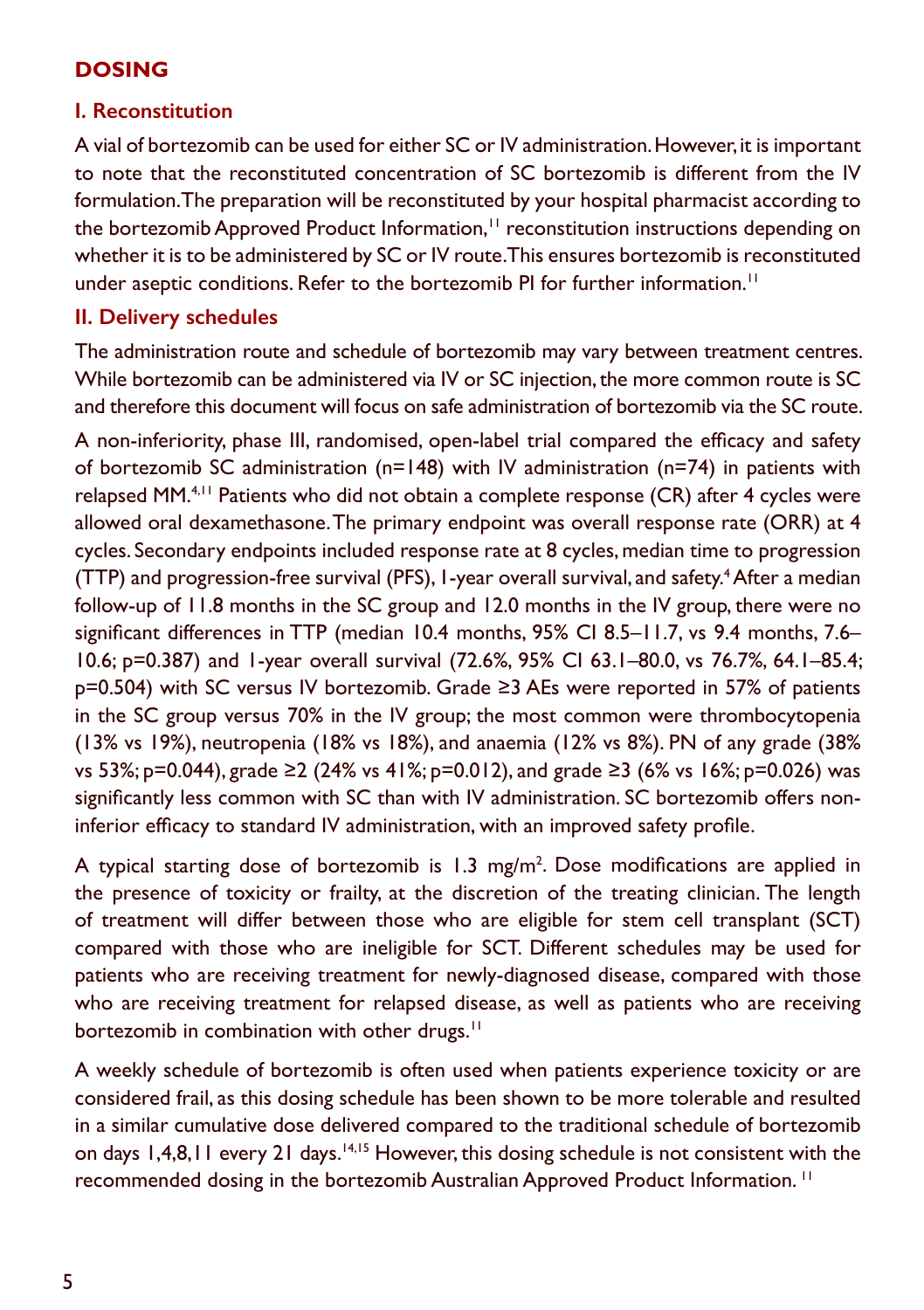## DOSING

### I. Reconstitution

A vial of bortezomib can be used for either SC or IV administration. However, it is important to note that the reconstituted concentration of SC bortezomib is different from the IV formulation. The preparation will be reconstituted by your hospital pharmacist according to the bortezomib Approved Product Information,[11] reconstitution instructions depending on whether it is to be administered by SC or IV route. This ensures bortezomib is reconstituted under aseptic conditions. Refer to the bortezomib PI for further information.[11]

### II. Delivery schedules

The administration route and schedule of bortezomib may vary between treatment centres. While bortezomib can be administered via IV or SC injection, the more common route is SC and therefore this document will focus on safe administration of bortezomib via the SC route.

A non-inferiority, phase III, randomised, open-label trial compared the efficacy and safety of bortezomib SC administration (n=148) with IV administration (n=74) in patients with relapsed MM.[4,11] Patients who did not obtain a complete response (CR) after 4 cycles were allowed oral dexamethasone. The primary endpoint was overall response rate (ORR) at 4 cycles. Secondary endpoints included response rate at 8 cycles, median time to progression (TTP) and progression-free survival (PFS), 1-year overall survival, and safety.[4] After a median follow-up of 11.8 months in the SC group and 12.0 months in the IV group, there were no significant differences in TTP (median 10.4 months, 95% CI 8.5–11.7, vs 9.4 months, 7.6–10.6; p=0.387) and 1-year overall survival (72.6%, 95% CI 63.1–80.0, vs 76.7%, 64.1–85.4; p=0.504) with SC versus IV bortezomib. Grade ≥3 AEs were reported in 57% of patients in the SC group versus 70% in the IV group; the most common were thrombocytopenia (13% vs 19%), neutropenia (18% vs 18%), and anaemia (12% vs 8%). PN of any grade (38% vs 53%; p=0.044), grade ≥2 (24% vs 41%; p=0.012), and grade ≥3 (6% vs 16%; p=0.026) was significantly less common with SC than with IV administration. SC bortezomib offers non-inferior efficacy to standard IV administration, with an improved safety profile.

A typical starting dose of bortezomib is 1.3 mg/m$^2$. Dose modifications are applied in the presence of toxicity or frailty, at the discretion of the treating clinician. The length of treatment will differ between those who are eligible for stem cell transplant (SCT) compared with those who are ineligible for SCT. Different schedules may be used for patients who are receiving treatment for newly-diagnosed disease, compared with those who are receiving treatment for relapsed disease, as well as patients who are receiving bortezomib in combination with other drugs.[11]

A weekly schedule of bortezomib is often used when patients experience toxicity or are considered frail, as this dosing schedule has been shown to be more tolerable and resulted in a similar cumulative dose delivered compared to the traditional schedule of bortezomib on days 1,4,8,11 every 21 days.[14,15] However, this dosing schedule is not consistent with the recommended dosing in the bortezomib Australian Approved Product Information.[11]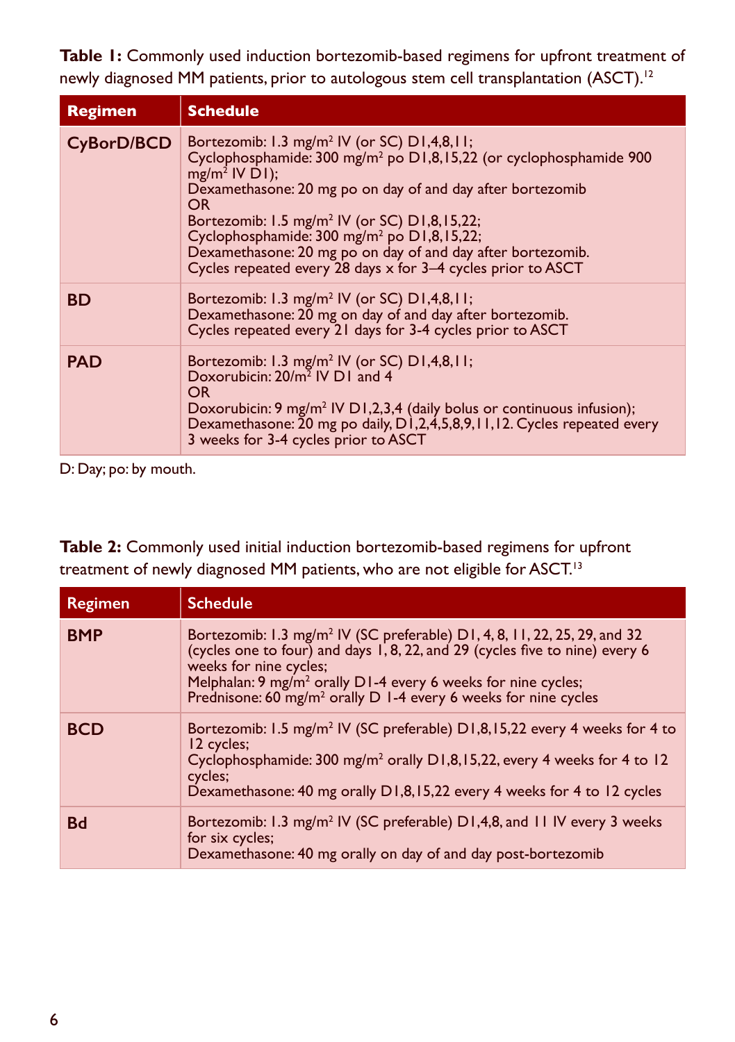**Table 1:** Commonly used induction bortezomib-based regimens for upfront treatment of newly diagnosed MM patients, prior to autologous stem cell transplantation (ASCT).[12]

| Regimen | Schedule |
|---|---|
| **CyBorD/BCD** | Bortezomib: 1.3 mg/m$^2$ IV (or SC) D1,4,8,11;<br>Cyclophosphamide: 300 mg/m$^2$ po D1,8,15,22 (or cyclophosphamide 900 mg/m$^2$ IV D1);<br>Dexamethasone: 20 mg po on day of and day after bortezomib<br>OR<br>Bortezomib: 1.5 mg/m$^2$ IV (or SC) D1,8,15,22;<br>Cyclophosphamide: 300 mg/m$^2$ po D1,8,15,22;<br>Dexamethasone: 20 mg po on day of and day after bortezomib.<br>Cycles repeated every 28 days x for 3–4 cycles prior to ASCT |
| **BD** | Bortezomib: 1.3 mg/m$^2$ IV (or SC) D1,4,8,11;<br>Dexamethasone: 20 mg on day of and day after bortezomib.<br>Cycles repeated every 21 days for 3-4 cycles prior to ASCT |
| **PAD** | Bortezomib: 1.3 mg/m$^2$ IV (or SC) D1,4,8,11;<br>Doxorubicin: 20/m$^2$ IV D1 and 4<br>OR<br>Doxorubicin: 9 mg/m$^2$ IV D1,2,3,4 (daily bolus or continuous infusion);<br>Dexamethasone: 20 mg po daily, D1,2,4,5,8,9,11,12. Cycles repeated every 3 weeks for 3-4 cycles prior to ASCT |

D: Day; po: by mouth.

**Table 2:** Commonly used initial induction bortezomib-based regimens for upfront treatment of newly diagnosed MM patients, who are not eligible for ASCT.[13]

| Regimen | Schedule |
|---|---|
| **BMP** | Bortezomib: 1.3 mg/m$^2$ IV (SC preferable) D1, 4, 8, 11, 22, 25, 29, and 32 (cycles one to four) and days 1, 8, 22, and 29 (cycles five to nine) every 6 weeks for nine cycles;<br>Melphalan: 9 mg/m$^2$ orally D1-4 every 6 weeks for nine cycles;<br>Prednisone: 60 mg/m$^2$ orally D 1-4 every 6 weeks for nine cycles |
| **BCD** | Bortezomib: 1.5 mg/m$^2$ IV (SC preferable) D1,8,15,22 every 4 weeks for 4 to 12 cycles;<br>Cyclophosphamide: 300 mg/m$^2$ orally D1,8,15,22, every 4 weeks for 4 to 12 cycles;<br>Dexamethasone: 40 mg orally D1,8,15,22 every 4 weeks for 4 to 12 cycles |
| **Bd** | Bortezomib: 1.3 mg/m$^2$ IV (SC preferable) D1,4,8, and 11 IV every 3 weeks for six cycles;<br>Dexamethasone: 40 mg orally on day of and day post-bortezomib |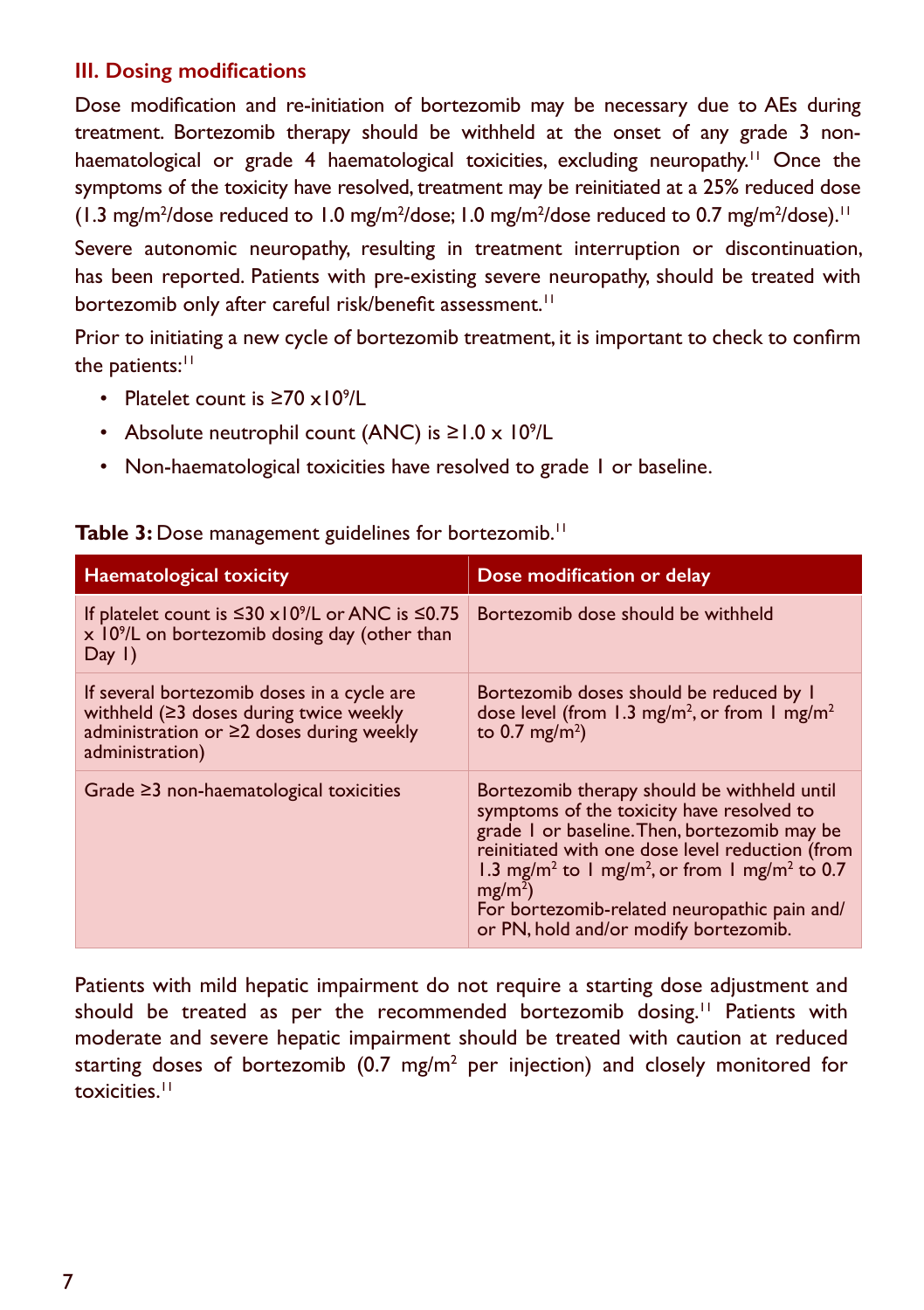### III. Dosing modifications

Dose modification and re-initiation of bortezomib may be necessary due to AEs during treatment. Bortezomib therapy should be withheld at the onset of any grade 3 non-haematological or grade 4 haematological toxicities, excluding neuropathy.[11] Once the symptoms of the toxicity have resolved, treatment may be reinitiated at a 25% reduced dose (1.3 mg/m$^2$/dose reduced to 1.0 mg/m$^2$/dose; 1.0 mg/m$^2$/dose reduced to 0.7 mg/m$^2$/dose).[11]

Severe autonomic neuropathy, resulting in treatment interruption or discontinuation, has been reported. Patients with pre-existing severe neuropathy, should be treated with bortezomib only after careful risk/benefit assessment.[11]

Prior to initiating a new cycle of bortezomib treatment, it is important to check to confirm the patients:[11]

- Platelet count is ≥70 x10$^9$/L
- Absolute neutrophil count (ANC) is ≥1.0 x 10$^9$/L
- Non-haematological toxicities have resolved to grade 1 or baseline.

**Table 3:** Dose management guidelines for bortezomib.[11]

| Haematological toxicity | Dose modification or delay |
|---|---|
| If platelet count is ≤30 x10$^9$/L or ANC is ≤0.75 x 10$^9$/L on bortezomib dosing day (other than Day 1) | Bortezomib dose should be withheld |
| If several bortezomib doses in a cycle are withheld (≥3 doses during twice weekly administration or ≥2 doses during weekly administration) | Bortezomib doses should be reduced by 1 dose level (from 1.3 mg/m$^2$, or from 1 mg/m$^2$ to 0.7 mg/m$^2$) |
| Grade ≥3 non-haematological toxicities | Bortezomib therapy should be withheld until symptoms of the toxicity have resolved to grade 1 or baseline. Then, bortezomib may be reinitiated with one dose level reduction (from 1.3 mg/m$^2$ to 1 mg/m$^2$, or from 1 mg/m$^2$ to 0.7 mg/m$^2$)<br>For bortezomib-related neuropathic pain and/ or PN, hold and/or modify bortezomib. |

Patients with mild hepatic impairment do not require a starting dose adjustment and should be treated as per the recommended bortezomib dosing.[11] Patients with moderate and severe hepatic impairment should be treated with caution at reduced starting doses of bortezomib (0.7 mg/m$^2$ per injection) and closely monitored for toxicities.[11]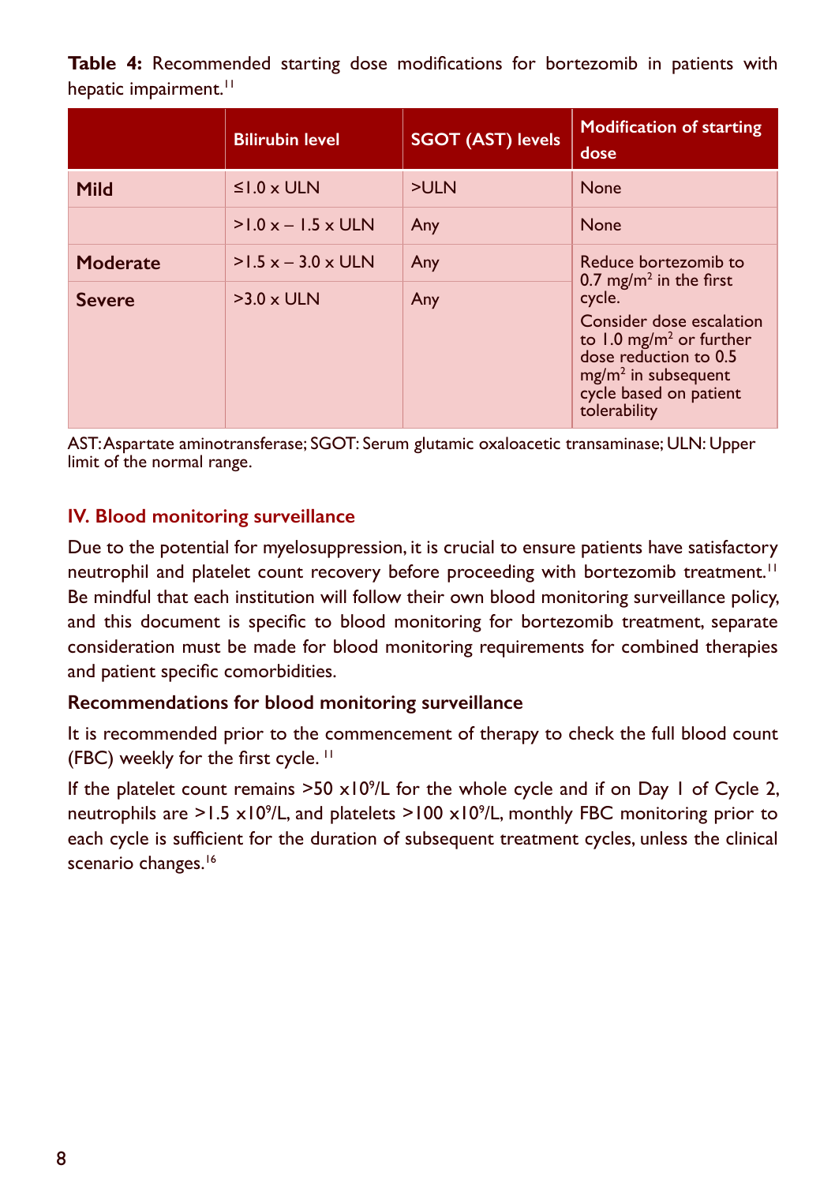**Table 4:** Recommended starting dose modifications for bortezomib in patients with hepatic impairment.[11]

| | Bilirubin level | SGOT (AST) levels | Modification of starting dose |
|---|---|---|---|
| **Mild** | ≤1.0 x ULN | >ULN | None |
| | >1.0 x – 1.5 x ULN | Any | None |
| **Moderate** | >1.5 x – 3.0 x ULN | Any | Reduce bortezomib to 0.7 mg/m$^2$ in the first cycle. Consider dose escalation to 1.0 mg/m$^2$ or further dose reduction to 0.5 mg/m$^2$ in subsequent cycle based on patient tolerability |
| **Severe** | >3.0 x ULN | Any | |

AST: Aspartate aminotransferase; SGOT: Serum glutamic oxaloacetic transaminase; ULN: Upper limit of the normal range.

## IV. Blood monitoring surveillance

Due to the potential for myelosuppression, it is crucial to ensure patients have satisfactory neutrophil and platelet count recovery before proceeding with bortezomib treatment.[11] Be mindful that each institution will follow their own blood monitoring surveillance policy, and this document is specific to blood monitoring for bortezomib treatment, separate consideration must be made for blood monitoring requirements for combined therapies and patient specific comorbidities.

### Recommendations for blood monitoring surveillance

It is recommended prior to the commencement of therapy to check the full blood count (FBC) weekly for the first cycle.[11]

If the platelet count remains >50 x10$^9$/L for the whole cycle and if on Day 1 of Cycle 2, neutrophils are >1.5 x10$^9$/L, and platelets >100 x10$^9$/L, monthly FBC monitoring prior to each cycle is sufficient for the duration of subsequent treatment cycles, unless the clinical scenario changes.[16]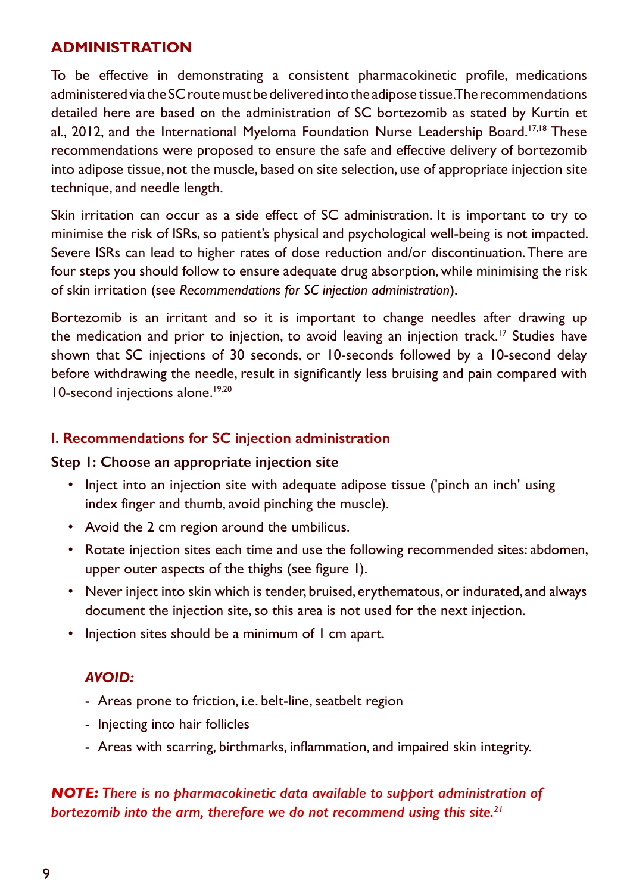## ADMINISTRATION

To be effective in demonstrating a consistent pharmacokinetic profile, medications administered via the SC route must be delivered into the adipose tissue. The recommendations detailed here are based on the administration of SC bortezomib as stated by Kurtin et al., 2012, and the International Myeloma Foundation Nurse Leadership Board.[17,18] These recommendations were proposed to ensure the safe and effective delivery of bortezomib into adipose tissue, not the muscle, based on site selection, use of appropriate injection site technique, and needle length.

Skin irritation can occur as a side effect of SC administration. It is important to try to minimise the risk of ISRs, so patient's physical and psychological well-being is not impacted. Severe ISRs can lead to higher rates of dose reduction and/or discontinuation. There are four steps you should follow to ensure adequate drug absorption, while minimising the risk of skin irritation (see *Recommendations for SC injection administration*).

Bortezomib is an irritant and so it is important to change needles after drawing up the medication and prior to injection, to avoid leaving an injection track.[17] Studies have shown that SC injections of 30 seconds, or 10-seconds followed by a 10-second delay before withdrawing the needle, result in significantly less bruising and pain compared with 10-second injections alone.[19,20]

### I. Recommendations for SC injection administration

**Step 1: Choose an appropriate injection site**

- Inject into an injection site with adequate adipose tissue ('pinch an inch' using index finger and thumb, avoid pinching the muscle).
- Avoid the 2 cm region around the umbilicus.
- Rotate injection sites each time and use the following recommended sites: abdomen, upper outer aspects of the thighs (see figure 1).
- Never inject into skin which is tender, bruised, erythematous, or indurated, and always document the injection site, so this area is not used for the next injection.
- Injection sites should be a minimum of 1 cm apart.

***AVOID:***

- Areas prone to friction, i.e. belt-line, seatbelt region
- Injecting into hair follicles
- Areas with scarring, birthmarks, inflammation, and impaired skin integrity.

***NOTE:** There is no pharmacokinetic data available to support administration of bortezomib into the arm, therefore we do not recommend using this site.[21]*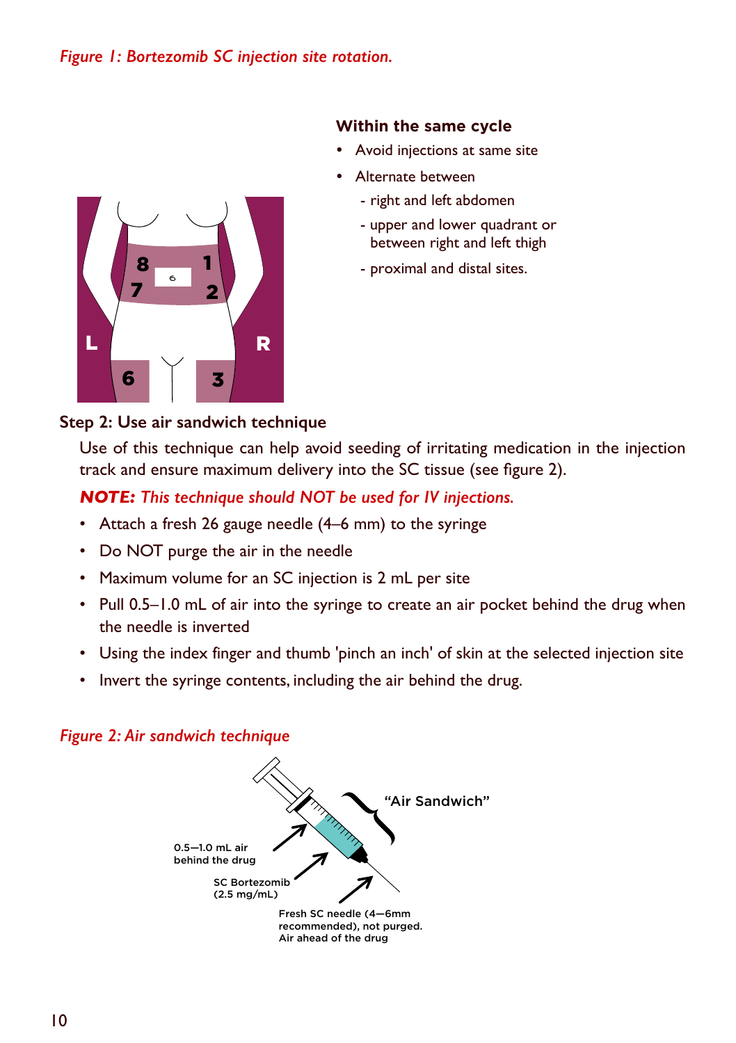*Figure 1: Bortezomib SC injection site rotation.*

8
7
6
1
2
L
R
6
3

**Within the same cycle**

- Avoid injections at same site
- Alternate between
  - right and left abdomen
  - upper and lower quadrant or between right and left thigh
  - proximal and distal sites.

### Step 2: Use air sandwich technique

Use of this technique can help avoid seeding of irritating medication in the injection track and ensure maximum delivery into the SC tissue (see figure 2).

***NOTE:*** *This technique should NOT be used for IV injections.*

- Attach a fresh 26 gauge needle (4–6 mm) to the syringe
- Do NOT purge the air in the needle
- Maximum volume for an SC injection is 2 mL per site
- Pull 0.5–1.0 mL of air into the syringe to create an air pocket behind the drug when the needle is inverted
- Using the index finger and thumb 'pinch an inch' of skin at the selected injection site
- Invert the syringe contents, including the air behind the drug.

*Figure 2: Air sandwich technique*

"Air Sandwich"

0.5—1.0 mL air behind the drug

SC Bortezomib (2.5 mg/mL)

Fresh SC needle (4—6mm recommended), not purged. Air ahead of the drug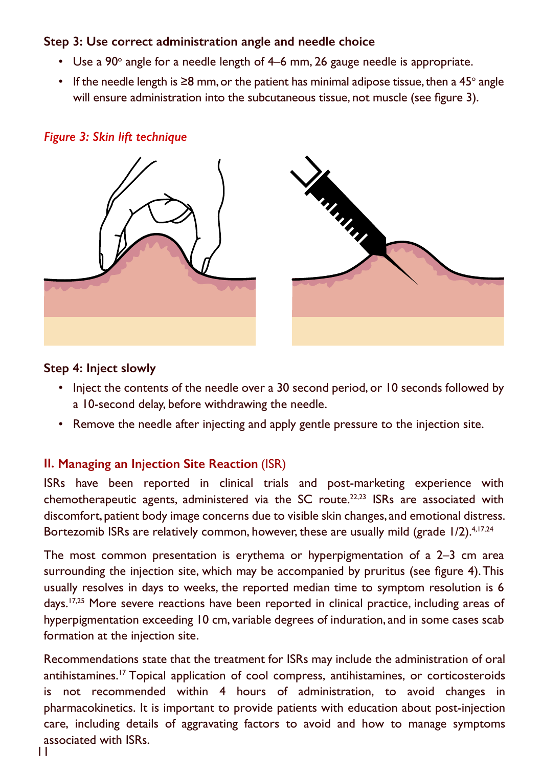**Step 3: Use correct administration angle and needle choice**

- Use a 90° angle for a needle length of 4–6 mm, 26 gauge needle is appropriate.
- If the needle length is ≥8 mm, or the patient has minimal adipose tissue, then a 45° angle will ensure administration into the subcutaneous tissue, not muscle (see figure 3).

*Figure 3: Skin lift technique*

**Step 4: Inject slowly**

- Inject the contents of the needle over a 30 second period, or 10 seconds followed by a 10-second delay, before withdrawing the needle.
- Remove the needle after injecting and apply gentle pressure to the injection site.

## II. Managing an Injection Site Reaction (ISR)

ISRs have been reported in clinical trials and post-marketing experience with chemotherapeutic agents, administered via the SC route.[22,23] ISRs are associated with discomfort, patient body image concerns due to visible skin changes, and emotional distress. Bortezomib ISRs are relatively common, however, these are usually mild (grade 1/2).[4,17,24]

The most common presentation is erythema or hyperpigmentation of a 2–3 cm area surrounding the injection site, which may be accompanied by pruritus (see figure 4). This usually resolves in days to weeks, the reported median time to symptom resolution is 6 days.[17,25] More severe reactions have been reported in clinical practice, including areas of hyperpigmentation exceeding 10 cm, variable degrees of induration, and in some cases scab formation at the injection site.

Recommendations state that the treatment for ISRs may include the administration of oral antihistamines.[17] Topical application of cool compress, antihistamines, or corticosteroids is not recommended within 4 hours of administration, to avoid changes in pharmacokinetics. It is important to provide patients with education about post-injection care, including details of aggravating factors to avoid and how to manage symptoms associated with ISRs.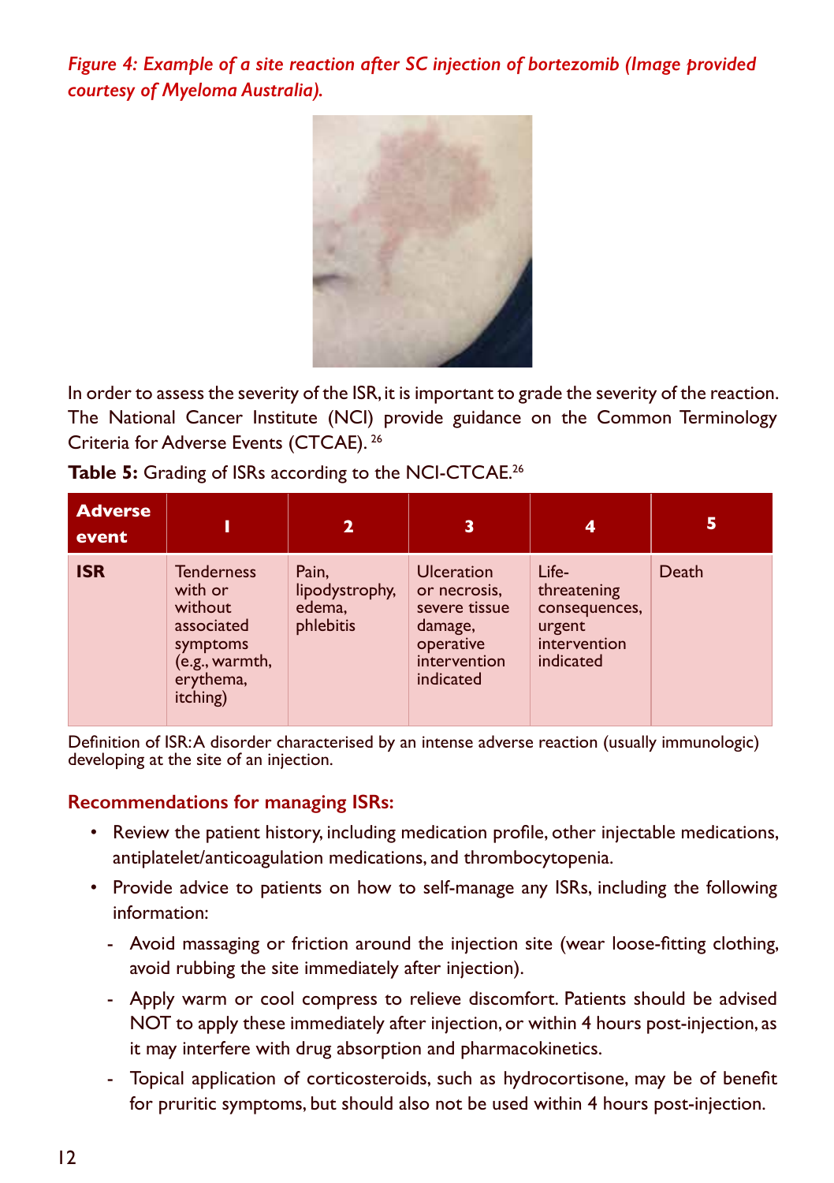*Figure 4: Example of a site reaction after SC injection of bortezomib (Image provided courtesy of Myeloma Australia).*

In order to assess the severity of the ISR, it is important to grade the severity of the reaction. The National Cancer Institute (NCI) provide guidance on the Common Terminology Criteria for Adverse Events (CTCAE).[26]

**Table 5:** Grading of ISRs according to the NCI-CTCAE.[26]

| Adverse event | 1 | 2 | 3 | 4 | 5 |
|---|---|---|---|---|---|
| **ISR** | Tenderness with or without associated symptoms (e.g., warmth, erythema, itching) | Pain, lipodystrophy, edema, phlebitis | Ulceration or necrosis, severe tissue damage, operative intervention indicated | Life-threatening consequences, urgent intervention indicated | Death |

Definition of ISR: A disorder characterised by an intense adverse reaction (usually immunologic) developing at the site of an injection.

## Recommendations for managing ISRs:

- Review the patient history, including medication profile, other injectable medications, antiplatelet/anticoagulation medications, and thrombocytopenia.
- Provide advice to patients on how to self-manage any ISRs, including the following information:
  - Avoid massaging or friction around the injection site (wear loose-fitting clothing, avoid rubbing the site immediately after injection).
  - Apply warm or cool compress to relieve discomfort. Patients should be advised NOT to apply these immediately after injection, or within 4 hours post-injection, as it may interfere with drug absorption and pharmacokinetics.
  - Topical application of corticosteroids, such as hydrocortisone, may be of benefit for pruritic symptoms, but should also not be used within 4 hours post-injection.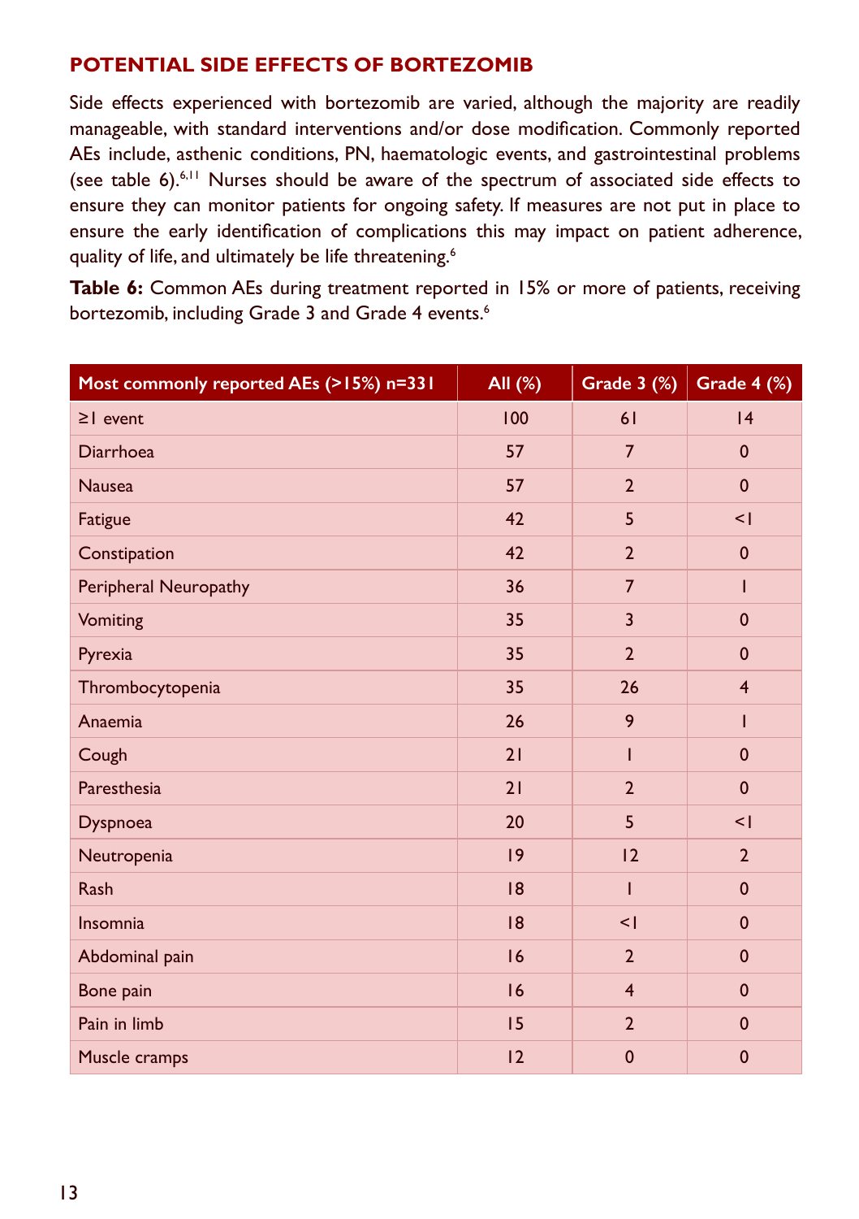## POTENTIAL SIDE EFFECTS OF BORTEZOMIB

Side effects experienced with bortezomib are varied, although the majority are readily manageable, with standard interventions and/or dose modification. Commonly reported AEs include, asthenic conditions, PN, haematologic events, and gastrointestinal problems (see table 6).[6,11] Nurses should be aware of the spectrum of associated side effects to ensure they can monitor patients for ongoing safety. If measures are not put in place to ensure the early identification of complications this may impact on patient adherence, quality of life, and ultimately be life threatening.[6]

**Table 6:** Common AEs during treatment reported in 15% or more of patients, receiving bortezomib, including Grade 3 and Grade 4 events.[6]

| Most commonly reported AEs (>15%) n=331 | All (%) | Grade 3 (%) | Grade 4 (%) |
|---|---|---|---|
| ≥1 event | 100 | 61 | 14 |
| Diarrhoea | 57 | 7 | 0 |
| Nausea | 57 | 2 | 0 |
| Fatigue | 42 | 5 | <1 |
| Constipation | 42 | 2 | 0 |
| Peripheral Neuropathy | 36 | 7 | 1 |
| Vomiting | 35 | 3 | 0 |
| Pyrexia | 35 | 2 | 0 |
| Thrombocytopenia | 35 | 26 | 4 |
| Anaemia | 26 | 9 | 1 |
| Cough | 21 | 1 | 0 |
| Paresthesia | 21 | 2 | 0 |
| Dyspnoea | 20 | 5 | <1 |
| Neutropenia | 19 | 12 | 2 |
| Rash | 18 | 1 | 0 |
| Insomnia | 18 | <1 | 0 |
| Abdominal pain | 16 | 2 | 0 |
| Bone pain | 16 | 4 | 0 |
| Pain in limb | 15 | 2 | 0 |
| Muscle cramps | 12 | 0 | 0 |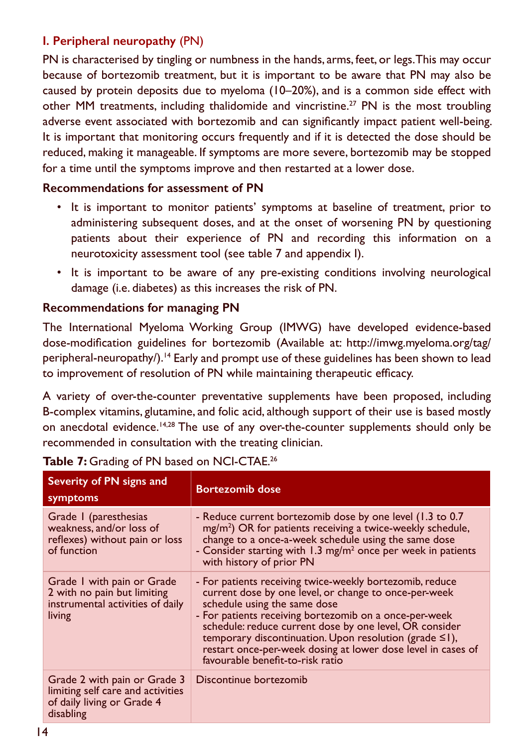## I. Peripheral neuropathy (PN)

PN is characterised by tingling or numbness in the hands, arms, feet, or legs. This may occur because of bortezomib treatment, but it is important to be aware that PN may also be caused by protein deposits due to myeloma (10–20%), and is a common side effect with other MM treatments, including thalidomide and vincristine.[27] PN is the most troubling adverse event associated with bortezomib and can significantly impact patient well-being. It is important that monitoring occurs frequently and if it is detected the dose should be reduced, making it manageable. If symptoms are more severe, bortezomib may be stopped for a time until the symptoms improve and then restarted at a lower dose.

### Recommendations for assessment of PN

- It is important to monitor patients' symptoms at baseline of treatment, prior to administering subsequent doses, and at the onset of worsening PN by questioning patients about their experience of PN and recording this information on a neurotoxicity assessment tool (see table 7 and appendix I).
- It is important to be aware of any pre-existing conditions involving neurological damage (i.e. diabetes) as this increases the risk of PN.

### Recommendations for managing PN

The International Myeloma Working Group (IMWG) have developed evidence-based dose-modification guidelines for bortezomib (Available at: http://imwg.myeloma.org/tag/peripheral-neuropathy/).[14] Early and prompt use of these guidelines has been shown to lead to improvement of resolution of PN while maintaining therapeutic efficacy.

A variety of over-the-counter preventative supplements have been proposed, including B-complex vitamins, glutamine, and folic acid, although support of their use is based mostly on anecdotal evidence.[14,28] The use of any over-the-counter supplements should only be recommended in consultation with the treating clinician.

**Table 7:** Grading of PN based on NCI-CTAE.[26]

| Severity of PN signs and symptoms | Bortezomib dose |
|---|---|
| Grade 1 (paresthesias weakness, and/or loss of reflexes) without pain or loss of function | - Reduce current bortezomib dose by one level (1.3 to 0.7 mg/m$^2$) OR for patients receiving a twice-weekly schedule, change to a once-a-week schedule using the same dose<br>- Consider starting with 1.3 mg/m$^2$ once per week in patients with history of prior PN |
| Grade 1 with pain or Grade 2 with no pain but limiting instrumental activities of daily living | - For patients receiving twice-weekly bortezomib, reduce current dose by one level, or change to once-per-week schedule using the same dose<br>- For patients receiving bortezomib on a once-per-week schedule: reduce current dose by one level, OR consider temporary discontinuation. Upon resolution (grade ≤1), restart once-per-week dosing at lower dose level in cases of favourable benefit-to-risk ratio |
| Grade 2 with pain or Grade 3 limiting self care and activities of daily living or Grade 4 disabling | Discontinue bortezomib |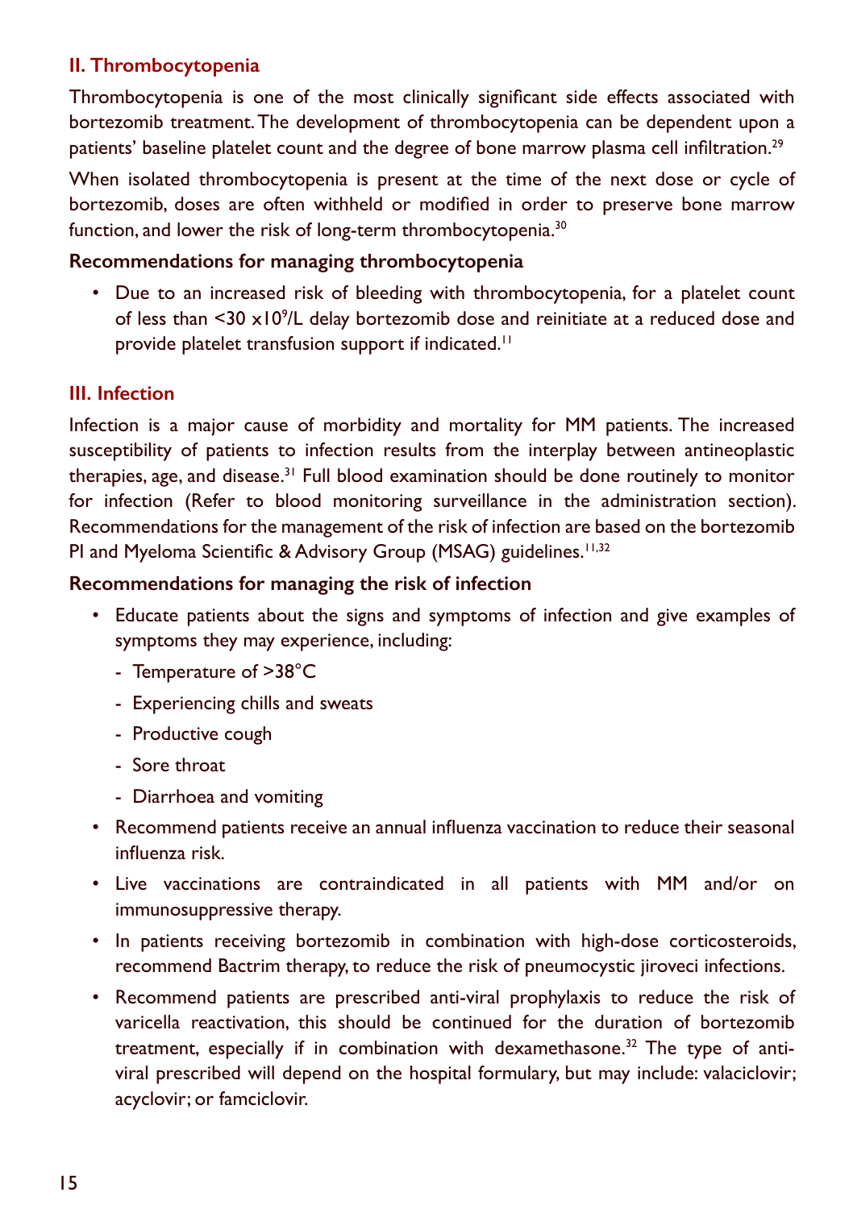## II. Thrombocytopenia

Thrombocytopenia is one of the most clinically significant side effects associated with bortezomib treatment. The development of thrombocytopenia can be dependent upon a patients' baseline platelet count and the degree of bone marrow plasma cell infiltration.[29]

When isolated thrombocytopenia is present at the time of the next dose or cycle of bortezomib, doses are often withheld or modified in order to preserve bone marrow function, and lower the risk of long-term thrombocytopenia.[30]

### Recommendations for managing thrombocytopenia

- Due to an increased risk of bleeding with thrombocytopenia, for a platelet count of less than <30 $\times 10^9$/L delay bortezomib dose and reinitiate at a reduced dose and provide platelet transfusion support if indicated.[11]

## III. Infection

Infection is a major cause of morbidity and mortality for MM patients. The increased susceptibility of patients to infection results from the interplay between antineoplastic therapies, age, and disease.[31] Full blood examination should be done routinely to monitor for infection (Refer to blood monitoring surveillance in the administration section). Recommendations for the management of the risk of infection are based on the bortezomib PI and Myeloma Scientific & Advisory Group (MSAG) guidelines.[11,32]

### Recommendations for managing the risk of infection

- Educate patients about the signs and symptoms of infection and give examples of symptoms they may experience, including:
  - Temperature of >38°C
  - Experiencing chills and sweats
  - Productive cough
  - Sore throat
  - Diarrhoea and vomiting
- Recommend patients receive an annual influenza vaccination to reduce their seasonal influenza risk.
- Live vaccinations are contraindicated in all patients with MM and/or on immunosuppressive therapy.
- In patients receiving bortezomib in combination with high-dose corticosteroids, recommend Bactrim therapy, to reduce the risk of pneumocystic jiroveci infections.
- Recommend patients are prescribed anti-viral prophylaxis to reduce the risk of varicella reactivation, this should be continued for the duration of bortezomib treatment, especially if in combination with dexamethasone.[32] The type of anti-viral prescribed will depend on the hospital formulary, but may include: valaciclovir; acyclovir; or famciclovir.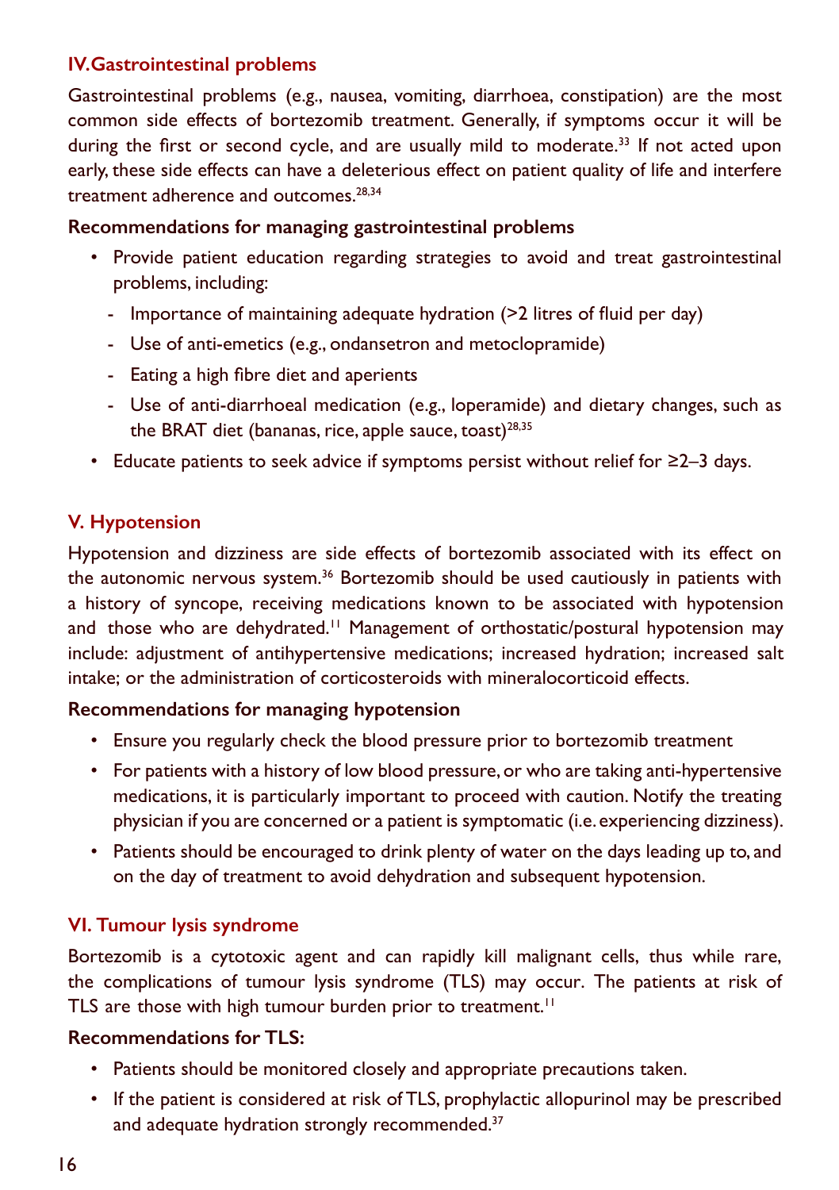## IV. Gastrointestinal problems

Gastrointestinal problems (e.g., nausea, vomiting, diarrhoea, constipation) are the most common side effects of bortezomib treatment. Generally, if symptoms occur it will be during the first or second cycle, and are usually mild to moderate.[33] If not acted upon early, these side effects can have a deleterious effect on patient quality of life and interfere treatment adherence and outcomes.[28,34]

**Recommendations for managing gastrointestinal problems**

- Provide patient education regarding strategies to avoid and treat gastrointestinal problems, including:
  - Importance of maintaining adequate hydration (>2 litres of fluid per day)
  - Use of anti-emetics (e.g., ondansetron and metoclopramide)
  - Eating a high fibre diet and aperients
  - Use of anti-diarrhoeal medication (e.g., loperamide) and dietary changes, such as the BRAT diet (bananas, rice, apple sauce, toast)[28,35]
- Educate patients to seek advice if symptoms persist without relief for ≥2–3 days.

## V. Hypotension

Hypotension and dizziness are side effects of bortezomib associated with its effect on the autonomic nervous system.[36] Bortezomib should be used cautiously in patients with a history of syncope, receiving medications known to be associated with hypotension and those who are dehydrated.[11] Management of orthostatic/postural hypotension may include: adjustment of antihypertensive medications; increased hydration; increased salt intake; or the administration of corticosteroids with mineralocorticoid effects.

**Recommendations for managing hypotension**

- Ensure you regularly check the blood pressure prior to bortezomib treatment
- For patients with a history of low blood pressure, or who are taking anti-hypertensive medications, it is particularly important to proceed with caution. Notify the treating physician if you are concerned or a patient is symptomatic (i.e. experiencing dizziness).
- Patients should be encouraged to drink plenty of water on the days leading up to, and on the day of treatment to avoid dehydration and subsequent hypotension.

## VI. Tumour lysis syndrome

Bortezomib is a cytotoxic agent and can rapidly kill malignant cells, thus while rare, the complications of tumour lysis syndrome (TLS) may occur. The patients at risk of TLS are those with high tumour burden prior to treatment.[11]

**Recommendations for TLS:**

- Patients should be monitored closely and appropriate precautions taken.
- If the patient is considered at risk of TLS, prophylactic allopurinol may be prescribed and adequate hydration strongly recommended.[37]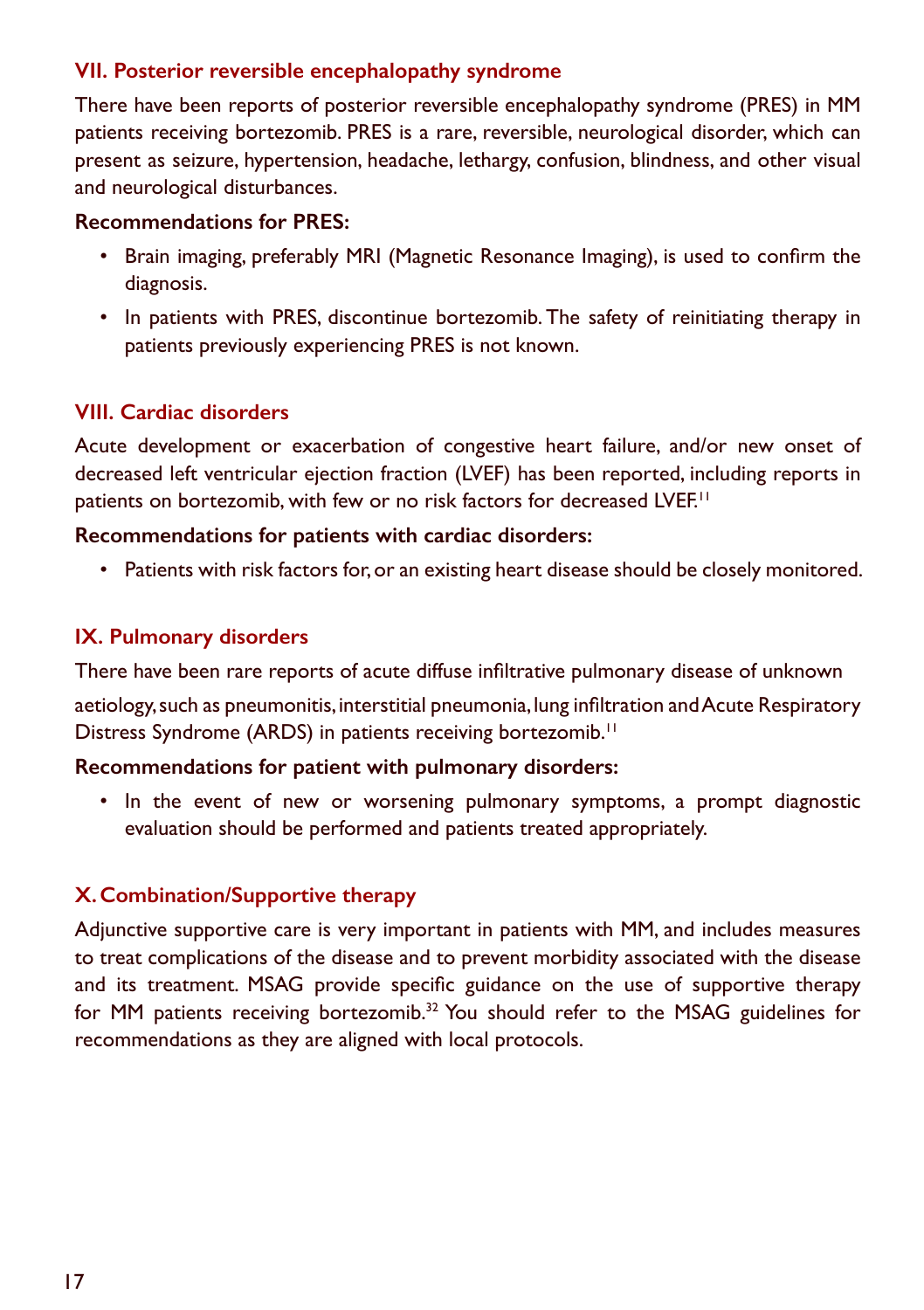## VII. Posterior reversible encephalopathy syndrome

There have been reports of posterior reversible encephalopathy syndrome (PRES) in MM patients receiving bortezomib. PRES is a rare, reversible, neurological disorder, which can present as seizure, hypertension, headache, lethargy, confusion, blindness, and other visual and neurological disturbances.

**Recommendations for PRES:**

- Brain imaging, preferably MRI (Magnetic Resonance Imaging), is used to confirm the diagnosis.
- In patients with PRES, discontinue bortezomib. The safety of reinitiating therapy in patients previously experiencing PRES is not known.

## VIII. Cardiac disorders

Acute development or exacerbation of congestive heart failure, and/or new onset of decreased left ventricular ejection fraction (LVEF) has been reported, including reports in patients on bortezomib, with few or no risk factors for decreased LVEF.[11]

**Recommendations for patients with cardiac disorders:**

- Patients with risk factors for, or an existing heart disease should be closely monitored.

## IX. Pulmonary disorders

There have been rare reports of acute diffuse infiltrative pulmonary disease of unknown aetiology, such as pneumonitis, interstitial pneumonia, lung infiltration and Acute Respiratory Distress Syndrome (ARDS) in patients receiving bortezomib.[11]

**Recommendations for patient with pulmonary disorders:**

- In the event of new or worsening pulmonary symptoms, a prompt diagnostic evaluation should be performed and patients treated appropriately.

## X. Combination/Supportive therapy

Adjunctive supportive care is very important in patients with MM, and includes measures to treat complications of the disease and to prevent morbidity associated with the disease and its treatment. MSAG provide specific guidance on the use of supportive therapy for MM patients receiving bortezomib.[32] You should refer to the MSAG guidelines for recommendations as they are aligned with local protocols.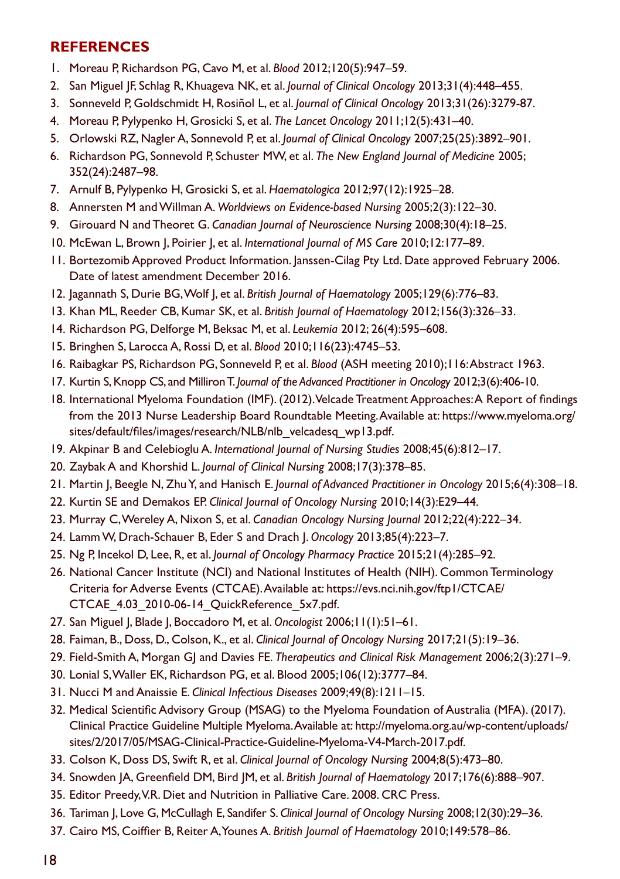## REFERENCES

1. Moreau P, Richardson PG, Cavo M, et al. *Blood* 2012;120(5):947–59.
2. San Miguel JF, Schlag R, Khuageva NK, et al. *Journal of Clinical Oncology* 2013;31(4):448–455.
3. Sonneveld P, Goldschmidt H, Rosiñol L, et al. *Journal of Clinical Oncology* 2013;31(26):3279-87.
4. Moreau P, Pylypenko H, Grosicki S, et al. *The Lancet Oncology* 2011;12(5):431–40.
5. Orlowski RZ, Nagler A, Sonnevold P, et al. *Journal of Clinical Oncology* 2007;25(25):3892–901.
6. Richardson PG, Sonnevold P, Schuster MW, et al. *The New England Journal of Medicine* 2005; 352(24):2487–98.
7. Arnulf B, Pylypenko H, Grosicki S, et al. *Haematologica* 2012;97(12):1925–28.
8. Annersten M and Willman A. *Worldviews on Evidence-based Nursing* 2005;2(3):122–30.
9. Girouard N and Theoret G. *Canadian Journal of Neuroscience Nursing* 2008;30(4):18–25.
10. McEwan L, Brown J, Poirier J, et al. *International Journal of MS Care* 2010;12:177–89.
11. Bortezomib Approved Product Information. Janssen-Cilag Pty Ltd. Date approved February 2006. Date of latest amendment December 2016.
12. Jagannath S, Durie BG, Wolf J, et al. *British Journal of Haematology* 2005;129(6):776–83.
13. Khan ML, Reeder CB, Kumar SK, et al. *British Journal of Haematology* 2012;156(3):326–33.
14. Richardson PG, Delforge M, Beksac M, et al. *Leukemia* 2012; 26(4):595–608.
15. Bringhen S, Larocca A, Rossi D, et al. *Blood* 2010;116(23):4745–53.
16. Raibagkar PS, Richardson PG, Sonneveld P, et al. *Blood* (ASH meeting 2010);116: Abstract 1963.
17. Kurtin S, Knopp CS, and Milliron T. *Journal of the Advanced Practitioner in Oncology* 2012;3(6):406-10.
18. International Myeloma Foundation (IMF). (2012). Velcade Treatment Approaches: A Report of findings from the 2013 Nurse Leadership Board Roundtable Meeting. Available at: https://www.myeloma.org/sites/default/files/images/research/NLB/nlb_velcadesq_wp13.pdf.
19. Akpinar B and Celebioglu A. *International Journal of Nursing Studies* 2008;45(6):812–17.
20. Zaybak A and Khorshid L. *Journal of Clinical Nursing* 2008;17(3):378–85.
21. Martin J, Beegle N, Zhu Y, and Hanisch E. *Journal of Advanced Practitioner in Oncology* 2015;6(4):308–18.
22. Kurtin SE and Demakos EP. *Clinical Journal of Oncology Nursing* 2010;14(3):E29–44.
23. Murray C, Wereley A, Nixon S, et al. *Canadian Oncology Nursing Journal* 2012;22(4):222–34.
24. Lamm W, Drach-Schauer B, Eder S and Drach J. *Oncology* 2013;85(4):223–7.
25. Ng P, Incekol D, Lee, R, et al. *Journal of Oncology Pharmacy Practice* 2015;21(4):285–92.
26. National Cancer Institute (NCI) and National Institutes of Health (NIH). Common Terminology Criteria for Adverse Events (CTCAE). Available at: https://evs.nci.nih.gov/ftp1/CTCAE/CTCAE_4.03_2010-06-14_QuickReference_5x7.pdf.
27. San Miguel J, Blade J, Boccadoro M, et al. *Oncologist* 2006;11(1):51–61.
28. Faiman, B., Doss, D., Colson, K., et al. *Clinical Journal of Oncology Nursing* 2017;21(5):19–36.
29. Field-Smith A, Morgan GJ and Davies FE. *Therapeutics and Clinical Risk Management* 2006;2(3):271–9.
30. Lonial S, Waller EK, Richardson PG, et al. Blood 2005;106(12):3777–84.
31. Nucci M and Anaissie E. *Clinical Infectious Diseases* 2009;49(8):1211–15.
32. Medical Scientific Advisory Group (MSAG) to the Myeloma Foundation of Australia (MFA). (2017). Clinical Practice Guideline Multiple Myeloma. Available at: http://myeloma.org.au/wp-content/uploads/sites/2/2017/05/MSAG-Clinical-Practice-Guideline-Myeloma-V4-March-2017.pdf.
33. Colson K, Doss DS, Swift R, et al. *Clinical Journal of Oncology Nursing* 2004;8(5):473–80.
34. Snowden JA, Greenfield DM, Bird JM, et al. *British Journal of Haematology* 2017;176(6):888–907.
35. Editor Preedy, V.R. Diet and Nutrition in Palliative Care. 2008. CRC Press.
36. Tariman J, Love G, McCullagh E, Sandifer S. *Clinical Journal of Oncology Nursing* 2008;12(30):29–36.
37. Cairo MS, Coiffier B, Reiter A, Younes A. *British Journal of Haematology* 2010;149:578–86.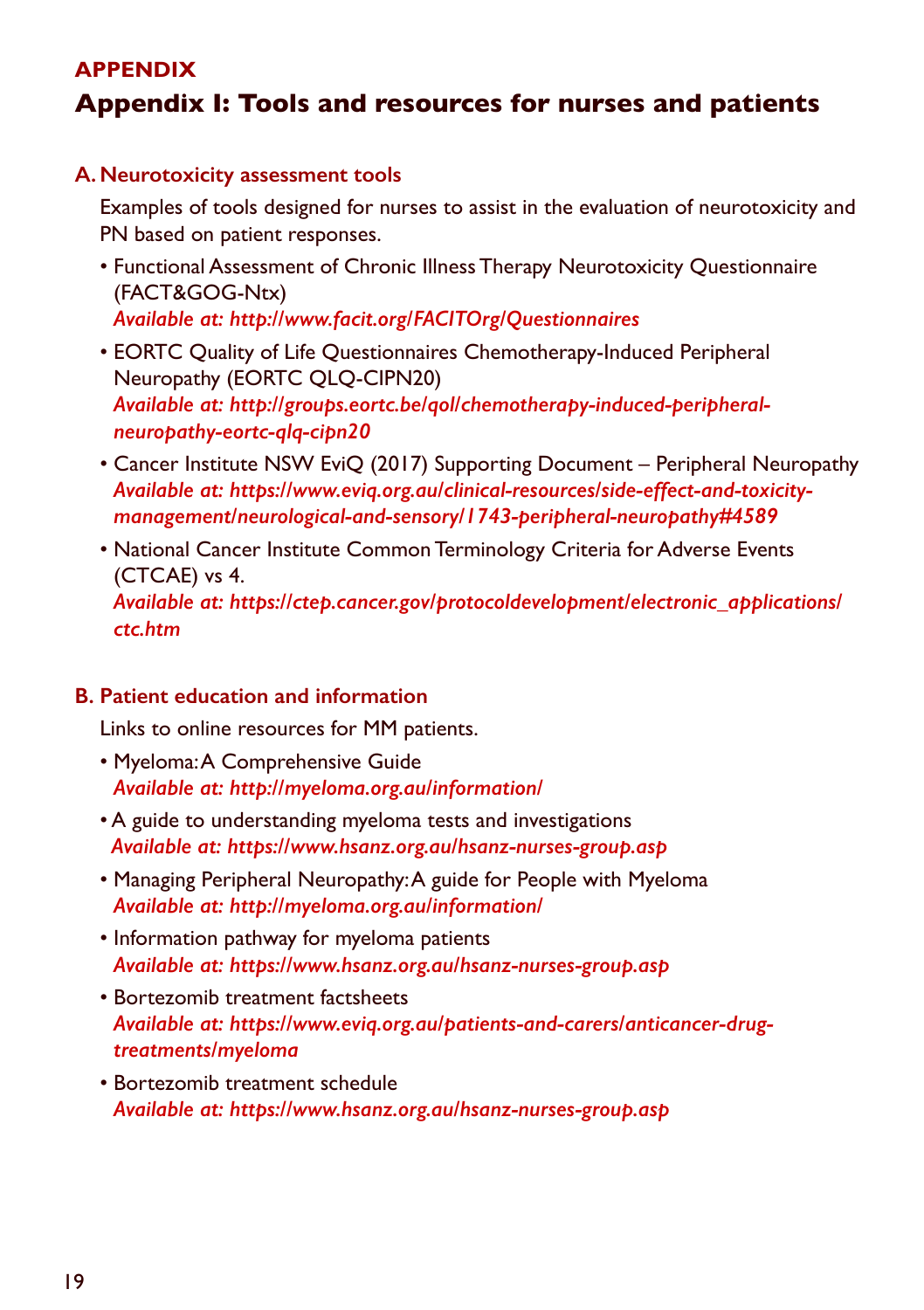**APPENDIX**

# Appendix I: Tools and resources for nurses and patients

## A. Neurotoxicity assessment tools

Examples of tools designed for nurses to assist in the evaluation of neurotoxicity and PN based on patient responses.

- Functional Assessment of Chronic Illness Therapy Neurotoxicity Questionnaire (FACT&GOG-Ntx)
  *Available at: http://www.facit.org/FACITOrg/Questionnaires*
- EORTC Quality of Life Questionnaires Chemotherapy-Induced Peripheral Neuropathy (EORTC QLQ-CIPN20)
  *Available at: http://groups.eortc.be/qol/chemotherapy-induced-peripheral-neuropathy-eortc-qlq-cipn20*
- Cancer Institute NSW EviQ (2017) Supporting Document – Peripheral Neuropathy
  *Available at: https://www.eviq.org.au/clinical-resources/side-effect-and-toxicity-management/neurological-and-sensory/1743-peripheral-neuropathy#4589*
- National Cancer Institute Common Terminology Criteria for Adverse Events (CTCAE) vs 4.
  *Available at: https://ctep.cancer.gov/protocoldevelopment/electronic_applications/ctc.htm*

## B. Patient education and information

Links to online resources for MM patients.

- Myeloma: A Comprehensive Guide
  *Available at: http://myeloma.org.au/information/*
- A guide to understanding myeloma tests and investigations
  *Available at: https://www.hsanz.org.au/hsanz-nurses-group.asp*
- Managing Peripheral Neuropathy: A guide for People with Myeloma
  *Available at: http://myeloma.org.au/information/*
- Information pathway for myeloma patients
  *Available at: https://www.hsanz.org.au/hsanz-nurses-group.asp*
- Bortezomib treatment factsheets
  *Available at: https://www.eviq.org.au/patients-and-carers/anticancer-drug-treatments/myeloma*
- Bortezomib treatment schedule
  *Available at: https://www.hsanz.org.au/hsanz-nurses-group.asp*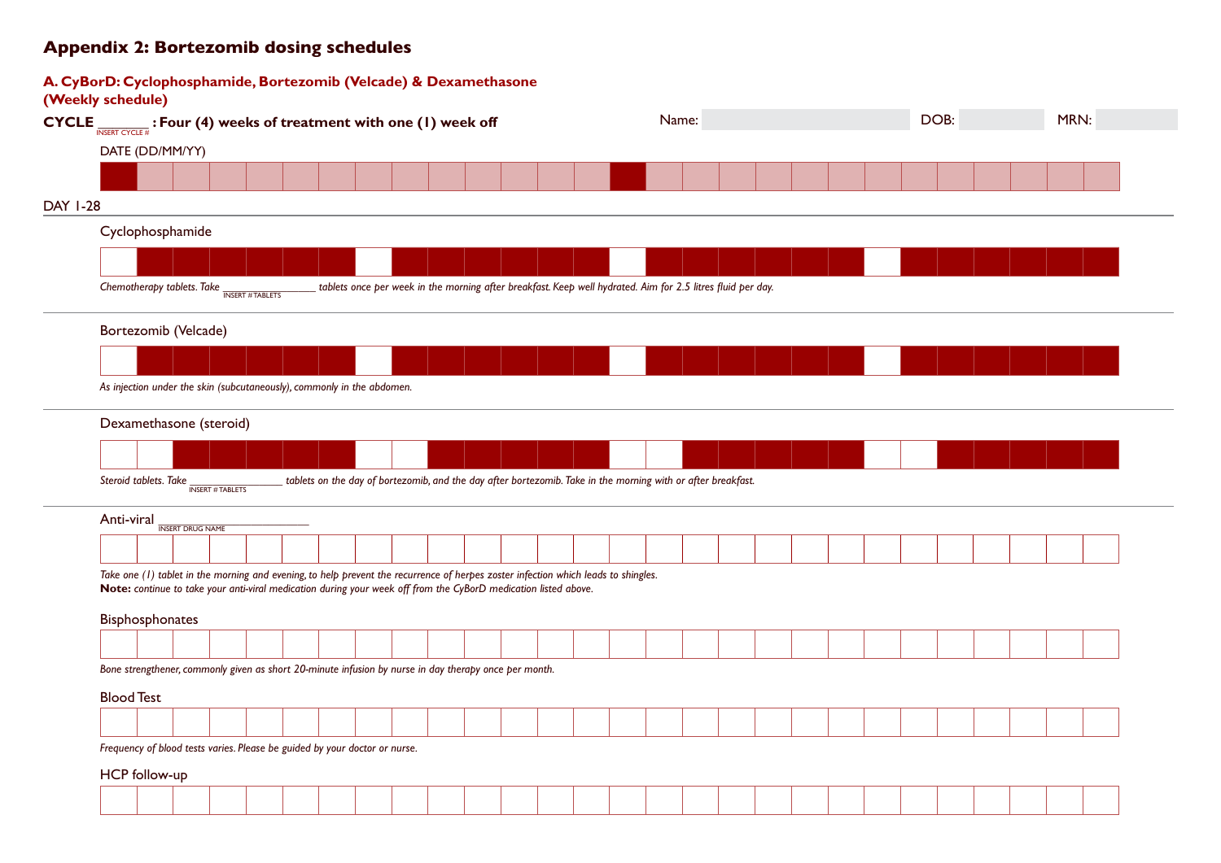## Appendix 2: Bortezomib dosing schedules

### A. CyBorD: Cyclophosphamide, Bortezomib (Velcade) & Dexamethasone (Weekly schedule)

**CYCLE _______ : Four (4) weeks of treatment with one (1) week off**

INSERT CYCLE #

Name: 

DOB: 

MRN: 

DATE (DD/MM/YY)

| | | | | | | | | | | | | | | | | | | | | | | | | | | | |
|---|---|---|---|---|---|---|---|---|---|---|---|---|---|---|---|---|---|---|---|---|---|---|---|---|---|---|---|
| | | | | | | | | | | | | | | | | | | | | | | | | | | | |

DAY 1-28

**Cyclophosphamide**

| | | | | | | | | | | | | | | | | | | | | | | | | | | | |
|---|---|---|---|---|---|---|---|---|---|---|---|---|---|---|---|---|---|---|---|---|---|---|---|---|---|---|---|
| | | | | | | | | | | | | | | | | | | | | | | | | | | | |

*Chemotherapy tablets. Take _______ tablets once per week in the morning after breakfast. Keep well hydrated. Aim for 2.5 litres fluid per day.*

INSERT # TABLETS

**Bortezomib (Velcade)**

| | | | | | | | | | | | | | | | | | | | | | | | | | | | |
|---|---|---|---|---|---|---|---|---|---|---|---|---|---|---|---|---|---|---|---|---|---|---|---|---|---|---|---|
| | | | | | | | | | | | | | | | | | | | | | | | | | | | |

*As injection under the skin (subcutaneously), commonly in the abdomen.*

**Dexamethasone (steroid)**

| | | | | | | | | | | | | | | | | | | | | | | | | | | | |
|---|---|---|---|---|---|---|---|---|---|---|---|---|---|---|---|---|---|---|---|---|---|---|---|---|---|---|---|
| | | | | | | | | | | | | | | | | | | | | | | | | | | | |

*Steroid tablets. Take _______ tablets on the day of bortezomib, and the day after bortezomib. Take in the morning with or after breakfast.*

INSERT # TABLETS

**Anti-viral** _______

INSERT DRUG NAME

| | | | | | | | | | | | | | | | | | | | | | | | | | | | |
|---|---|---|---|---|---|---|---|---|---|---|---|---|---|---|---|---|---|---|---|---|---|---|---|---|---|---|---|
| | | | | | | | | | | | | | | | | | | | | | | | | | | | |

*Take one (1) tablet in the morning and evening, to help prevent the recurrence of herpes zoster infection which leads to shingles.*
**Note:** *continue to take your anti-viral medication during your week off from the CyBorD medication listed above.*

**Bisphosphonates**

| | | | | | | | | | | | | | | | | | | | | | | | | | | | |
|---|---|---|---|---|---|---|---|---|---|---|---|---|---|---|---|---|---|---|---|---|---|---|---|---|---|---|---|
| | | | | | | | | | | | | | | | | | | | | | | | | | | | |

*Bone strengthener, commonly given as short 20-minute infusion by nurse in day therapy once per month.*

**Blood Test**

| | | | | | | | | | | | | | | | | | | | | | | | | | | | |
|---|---|---|---|---|---|---|---|---|---|---|---|---|---|---|---|---|---|---|---|---|---|---|---|---|---|---|---|
| | | | | | | | | | | | | | | | | | | | | | | | | | | | |

*Frequency of blood tests varies. Please be guided by your doctor or nurse.*

**HCP follow-up**

| | | | | | | | | | | | | | | | | | | | | | | | | | | | |
|---|---|---|---|---|---|---|---|---|---|---|---|---|---|---|---|---|---|---|---|---|---|---|---|---|---|---|---|
| | | | | | | | | | | | | | | | | | | | | | | | | | | | |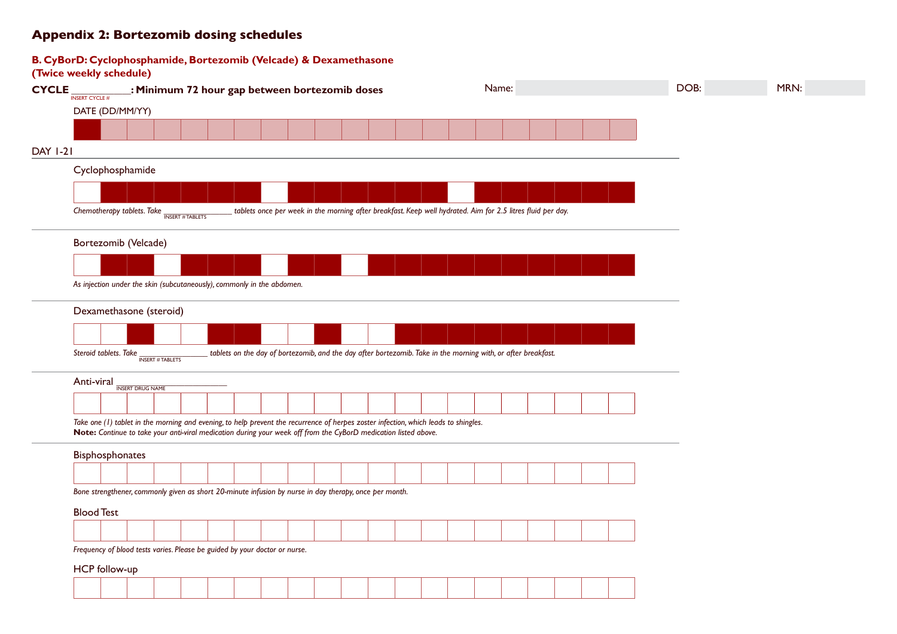# Appendix 2: Bortezomib dosing schedules

## B. CyBorD: Cyclophosphamide, Bortezomib (Velcade) & Dexamethasone (Twice weekly schedule)

**CYCLE ____________ : Minimum 72 hour gap between bortezomib doses**

INSERT CYCLE #

Name: DOB: MRN:

DATE (DD/MM/YY)

DAY 1-21

### Cyclophosphamide

*Chemotherapy tablets. Take ____________ tablets once per week in the morning after breakfast. Keep well hydrated. Aim for 2.5 litres fluid per day.*

INSERT # TABLETS

### Bortezomib (Velcade)

*As injection under the skin (subcutaneously), commonly in the abdomen.*

### Dexamethasone (steroid)

*Steroid tablets. Take ____________ tablets on the day of bortezomib, and the day after bortezomib. Take in the morning with, or after breakfast.*

INSERT # TABLETS

### Anti-viral ____________

INSERT DRUG NAME

*Take one (1) tablet in the morning and evening, to help prevent the recurrence of herpes zoster infection, which leads to shingles.*

**Note:** *Continue to take your anti-viral medication during your week off from the CyBorD medication listed above.*

### Bisphosphonates

*Bone strengthener, commonly given as short 20-minute infusion by nurse in day therapy, once per month.*

### Blood Test

*Frequency of blood tests varies. Please be guided by your doctor or nurse.*

### HCP follow-up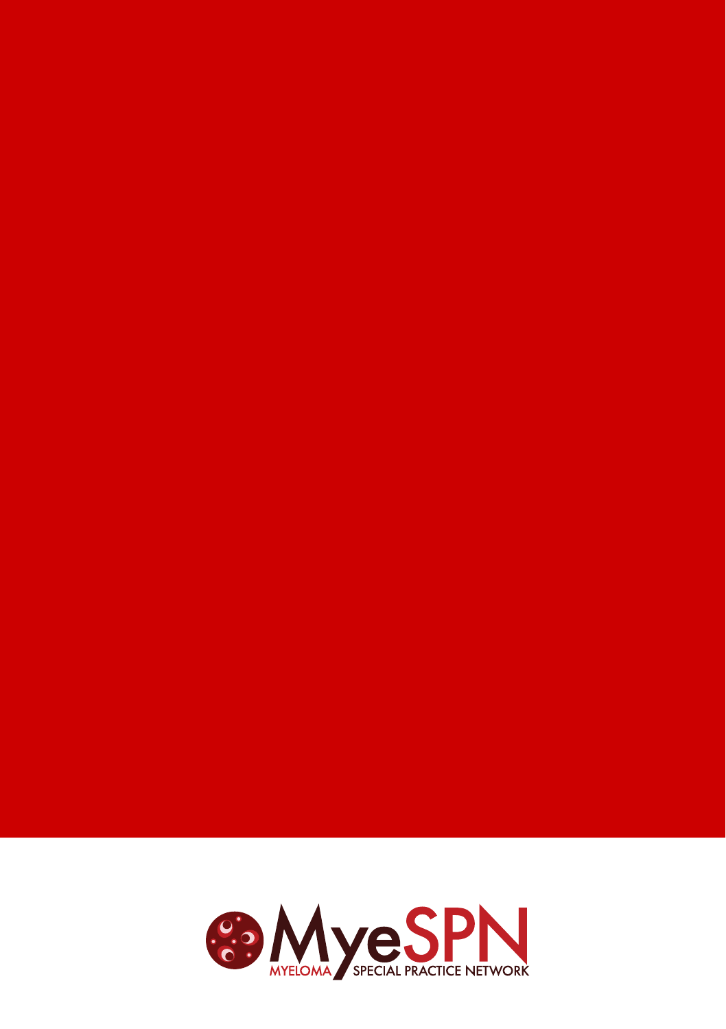MyeSPN

MYELOMA SPECIAL PRACTICE NETWORK